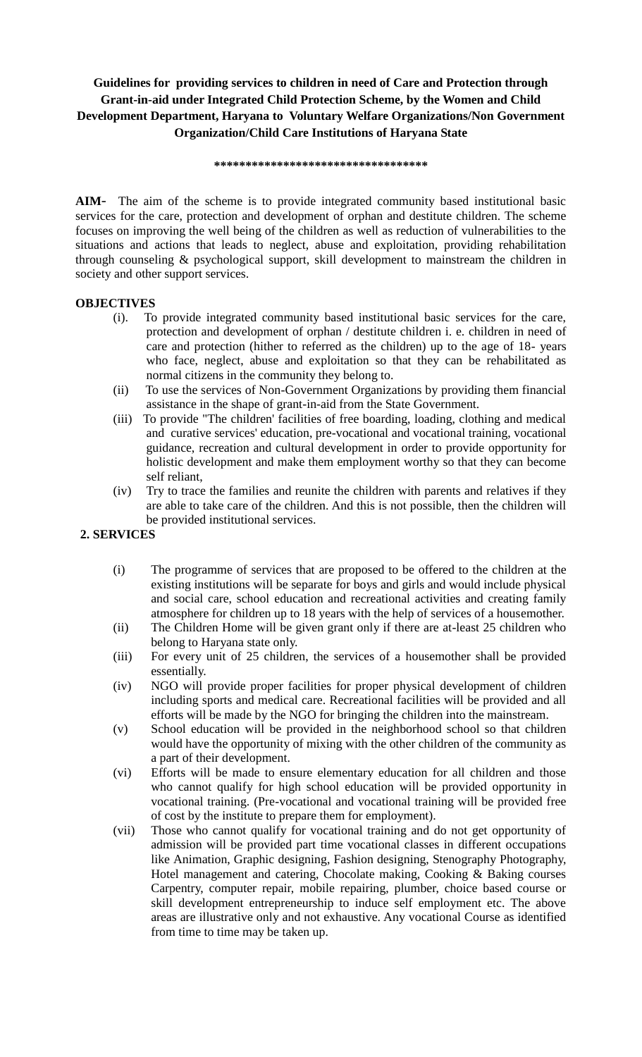**Guidelines for providing services to children in need of Care and Protection through Grant-in-aid under Integrated Child Protection Scheme, by the Women and Child Development Department, Haryana to Voluntary Welfare Organizations/Non Government Organization/Child Care Institutions of Haryana State**

**********************************

**AIM-** The aim of the scheme is to provide integrated community based institutional basic services for the care, protection and development of orphan and destitute children. The scheme focuses on improving the well being of the children as well as reduction of vulnerabilities to the situations and actions that leads to neglect, abuse and exploitation, providing rehabilitation through counseling & psychological support, skill development to mainstream the children in society and other support services.

**OBJECTIVES**

(i). To provide integrated community based institutional basic services for the care, protection and development of orphan / destitute children i. e. children in need of care and protection (hither to referred as the children) up to the age of 18- years who face, neglect, abuse and exploitation so that they can be rehabilitated as normal citizens in the community they belong to.

(ii) To use the services of Non-Government Organizations by providing them financial assistance in the shape of grant-in-aid from the State Government.

(iii) To provide "The children' facilities of free boarding, loading, clothing and medical and curative services' education, pre-vocational and vocational training, vocational guidance, recreation and cultural development in order to provide opportunity for holistic development and make them employment worthy so that they can become self reliant,

(iv) Try to trace the families and reunite the children with parents and relatives if they are able to take care of the children. And this is not possible, then the children will be provided institutional services.

**2. SERVICES**

(i) The programme of services that are proposed to be offered to the children at the existing institutions will be separate for boys and girls and would include physical and social care, school education and recreational activities and creating family atmosphere for children up to 18 years with the help of services of a housemother.

(ii) The Children Home will be given grant only if there are at-least 25 children who belong to Haryana state only.

(iii) For every unit of 25 children, the services of a housemother shall be provided essentially.

(iv) NGO will provide proper facilities for proper physical development of children including sports and medical care. Recreational facilities will be provided and all efforts will be made by the NGO for bringing the children into the mainstream.

(v) School education will be provided in the neighborhood school so that children would have the opportunity of mixing with the other children of the community as a part of their development.

(vi) Efforts will be made to ensure elementary education for all children and those who cannot qualify for high school education will be provided opportunity in vocational training. (Pre-vocational and vocational training will be provided free of cost by the institute to prepare them for employment).

(vii) Those who cannot qualify for vocational training and do not get opportunity of admission will be provided part time vocational classes in different occupations like Animation, Graphic designing, Fashion designing, Stenography Photography, Hotel management and catering, Chocolate making, Cooking & Baking courses Carpentry, computer repair, mobile repairing, plumber, choice based course or skill development entrepreneurship to induce self employment etc. The above areas are illustrative only and not exhaustive. Any vocational Course as identified from time to time may be taken up.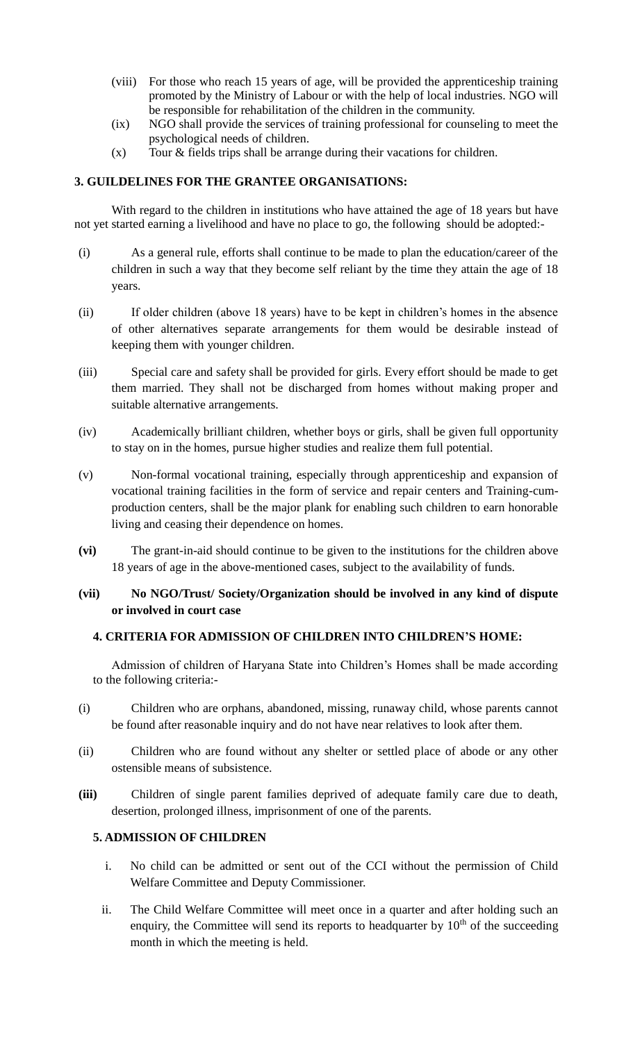(viii) For those who reach 15 years of age, will be provided the apprenticeship training promoted by the Ministry of Labour or with the help of local industries. NGO will be responsible for rehabilitation of the children in the community.

(ix) NGO shall provide the services of training professional for counseling to meet the psychological needs of children.

(x) Tour & fields trips shall be arrange during their vacations for children.

## 3. GUILDELINES FOR THE GRANTEE ORGANISATIONS:

With regard to the children in institutions who have attained the age of 18 years but have not yet started earning a livelihood and have no place to go, the following should be adopted:-

(i) As a general rule, efforts shall continue to be made to plan the education/career of the children in such a way that they become self reliant by the time they attain the age of 18 years.

(ii) If older children (above 18 years) have to be kept in children's homes in the absence of other alternatives separate arrangements for them would be desirable instead of keeping them with younger children.

(iii) Special care and safety shall be provided for girls. Every effort should be made to get them married. They shall not be discharged from homes without making proper and suitable alternative arrangements.

(iv) Academically brilliant children, whether boys or girls, shall be given full opportunity to stay on in the homes, pursue higher studies and realize them full potential.

(v) Non-formal vocational training, especially through apprenticeship and expansion of vocational training facilities in the form of service and repair centers and Training-cum-production centers, shall be the major plank for enabling such children to earn honorable living and ceasing their dependence on homes.

**(vi)** The grant-in-aid should continue to be given to the institutions for the children above 18 years of age in the above-mentioned cases, subject to the availability of funds.

**(vii) No NGO/Trust/ Society/Organization should be involved in any kind of dispute or involved in court case**

## 4. CRITERIA FOR ADMISSION OF CHILDREN INTO CHILDREN'S HOME:

Admission of children of Haryana State into Children's Homes shall be made according to the following criteria:-

(i) Children who are orphans, abandoned, missing, runaway child, whose parents cannot be found after reasonable inquiry and do not have near relatives to look after them.

(ii) Children who are found without any shelter or settled place of abode or any other ostensible means of subsistence.

**(iii)** Children of single parent families deprived of adequate family care due to death, desertion, prolonged illness, imprisonment of one of the parents.

## 5. ADMISSION OF CHILDREN

i. No child can be admitted or sent out of the CCI without the permission of Child Welfare Committee and Deputy Commissioner.

ii. The Child Welfare Committee will meet once in a quarter and after holding such an enquiry, the Committee will send its reports to headquarter by 10th of the succeeding month in which the meeting is held.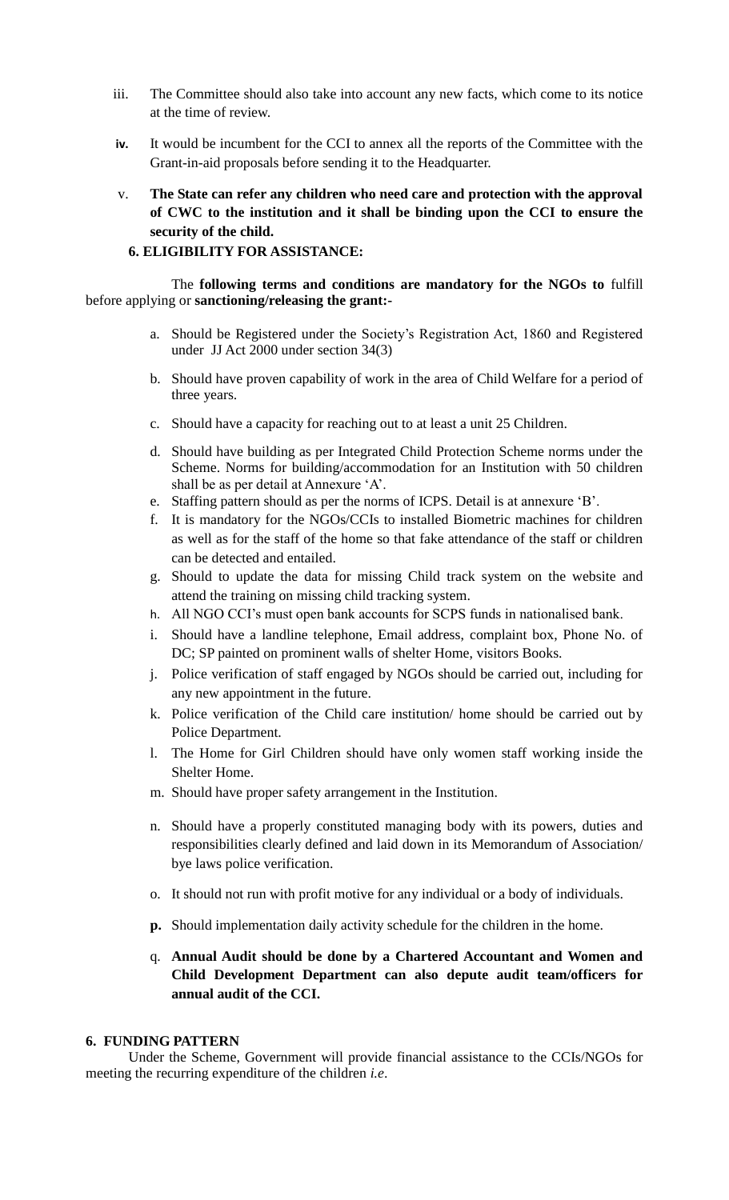iii. The Committee should also take into account any new facts, which come to its notice at the time of review.

**iv.** It would be incumbent for the CCI to annex all the reports of the Committee with the Grant-in-aid proposals before sending it to the Headquarter.

v. **The State can refer any children who need care and protection with the approval of CWC to the institution and it shall be binding upon the CCI to ensure the security of the child.**

## 6. ELIGIBILITY FOR ASSISTANCE:

The **following terms and conditions are mandatory for the NGOs to** fulfill before applying or **sanctioning/releasing the grant:-**

a. Should be Registered under the Society's Registration Act, 1860 and Registered under JJ Act 2000 under section 34(3)

b. Should have proven capability of work in the area of Child Welfare for a period of three years.

c. Should have a capacity for reaching out to at least a unit 25 Children.

d. Should have building as per Integrated Child Protection Scheme norms under the Scheme. Norms for building/accommodation for an Institution with 50 children shall be as per detail at Annexure 'A'.

e. Staffing pattern should as per the norms of ICPS. Detail is at annexure 'B'.

f. It is mandatory for the NGOs/CCIs to installed Biometric machines for children as well as for the staff of the home so that fake attendance of the staff or children can be detected and entailed.

g. Should to update the data for missing Child track system on the website and attend the training on missing child tracking system.

h. All NGO CCI's must open bank accounts for SCPS funds in nationalised bank.

i. Should have a landline telephone, Email address, complaint box, Phone No. of DC; SP painted on prominent walls of shelter Home, visitors Books.

j. Police verification of staff engaged by NGOs should be carried out, including for any new appointment in the future.

k. Police verification of the Child care institution/ home should be carried out by Police Department.

l. The Home for Girl Children should have only women staff working inside the Shelter Home.

m. Should have proper safety arrangement in the Institution.

n. Should have a properly constituted managing body with its powers, duties and responsibilities clearly defined and laid down in its Memorandum of Association/ bye laws police verification.

o. It should not run with profit motive for any individual or a body of individuals.

**p.** Should implementation daily activity schedule for the children in the home.

q. **Annual Audit should be done by a Chartered Accountant and Women and Child Development Department can also depute audit team/officers for annual audit of the CCI.**

## 6. FUNDING PATTERN

Under the Scheme, Government will provide financial assistance to the CCIs/NGOs for meeting the recurring expenditure of the children *i.e.*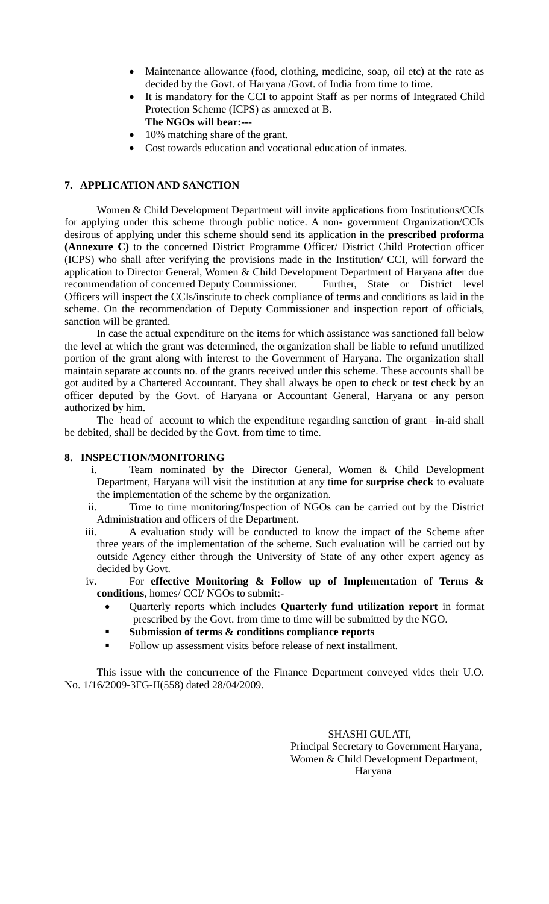- Maintenance allowance (food, clothing, medicine, soap, oil etc) at the rate as decided by the Govt. of Haryana /Govt. of India from time to time.
- It is mandatory for the CCI to appoint Staff as per norms of Integrated Child Protection Scheme (ICPS) as annexed at B.

**The NGOs will bear:---**

- 10% matching share of the grant.
- Cost towards education and vocational education of inmates.

## 7. APPLICATION AND SANCTION

Women & Child Development Department will invite applications from Institutions/CCIs for applying under this scheme through public notice. A non- government Organization/CCIs desirous of applying under this scheme should send its application in the **prescribed proforma (Annexure C)** to the concerned District Programme Officer/ District Child Protection officer (ICPS) who shall after verifying the provisions made in the Institution/ CCI, will forward the application to Director General, Women & Child Development Department of Haryana after due recommendation of concerned Deputy Commissioner. Further, State or District level Officers will inspect the CCIs/institute to check compliance of terms and conditions as laid in the scheme. On the recommendation of Deputy Commissioner and inspection report of officials, sanction will be granted.

In case the actual expenditure on the items for which assistance was sanctioned fall below the level at which the grant was determined, the organization shall be liable to refund unutilized portion of the grant along with interest to the Government of Haryana. The organization shall maintain separate accounts no. of the grants received under this scheme. These accounts shall be got audited by a Chartered Accountant. They shall always be open to check or test check by an officer deputed by the Govt. of Haryana or Accountant General, Haryana or any person authorized by him.

The head of account to which the expenditure regarding sanction of grant –in-aid shall be debited, shall be decided by the Govt. from time to time.

## 8. INSPECTION/MONITORING

i. Team nominated by the Director General, Women & Child Development Department, Haryana will visit the institution at any time for **surprise check** to evaluate the implementation of the scheme by the organization.

ii. Time to time monitoring/Inspection of NGOs can be carried out by the District Administration and officers of the Department.

iii. A evaluation study will be conducted to know the impact of the Scheme after three years of the implementation of the scheme. Such evaluation will be carried out by outside Agency either through the University of State of any other expert agency as decided by Govt.

iv. For **effective Monitoring & Follow up of Implementation of Terms & conditions**, homes/ CCI/ NGOs to submit:-

- Quarterly reports which includes **Quarterly fund utilization report** in format prescribed by the Govt. from time to time will be submitted by the NGO.
- **Submission of terms & conditions compliance reports**
- Follow up assessment visits before release of next installment.

This issue with the concurrence of the Finance Department conveyed vides their U.O. No. 1/16/2009-3FG-II(558) dated 28/04/2009.

SHASHI GULATI,
Principal Secretary to Government Haryana,
Women & Child Development Department,
Haryana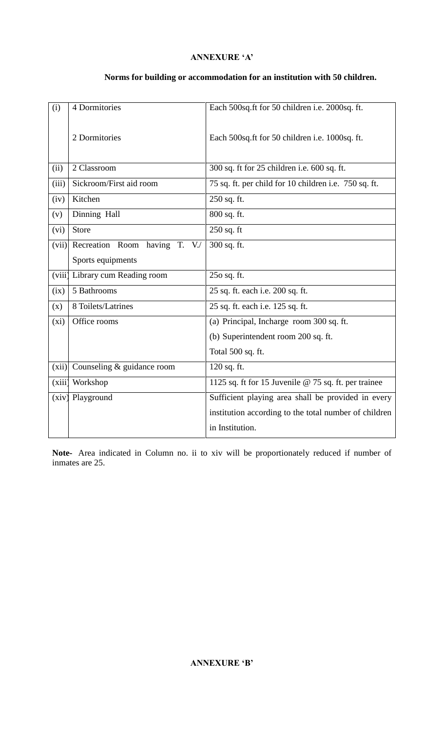**ANNEXURE 'A'**

**Norms for building or accommodation for an institution with 50 children.**

| | | |
|---|---|---|
| (i) | 4 Dormitories<br><br>2 Dormitories | Each 500sq.ft for 50 children i.e. 2000sq. ft.<br><br>Each 500sq.ft for 50 children i.e. 1000sq. ft. |
| (ii) | 2 Classroom | 300 sq. ft for 25 children i.e. 600 sq. ft. |
| (iii) | Sickroom/First aid room | 75 sq. ft. per child for 10 children i.e. 750 sq. ft. |
| (iv) | Kitchen | 250 sq. ft. |
| (v) | Dinning Hall | 800 sq. ft. |
| (vi) | Store | 250 sq. ft |
| (vii) | Recreation Room having T. V./ Sports equipments | 300 sq. ft. |
| (viii) | Library cum Reading room | 25o sq. ft. |
| (ix) | 5 Bathrooms | 25 sq. ft. each i.e. 200 sq. ft. |
| (x) | 8 Toilets/Latrines | 25 sq. ft. each i.e. 125 sq. ft. |
| (xi) | Office rooms | (a) Principal, Incharge room 300 sq. ft.<br>(b) Superintendent room 200 sq. ft.<br>Total 500 sq. ft. |
| (xii) | Counseling & guidance room | 120 sq. ft. |
| (xiii) | Workshop | 1125 sq. ft for 15 Juvenile @ 75 sq. ft. per trainee |
| (xiv) | Playground | Sufficient playing area shall be provided in every institution according to the total number of children in Institution. |

**Note-** Area indicated in Column no. ii to xiv will be proportionately reduced if number of inmates are 25.

**ANNEXURE 'B'**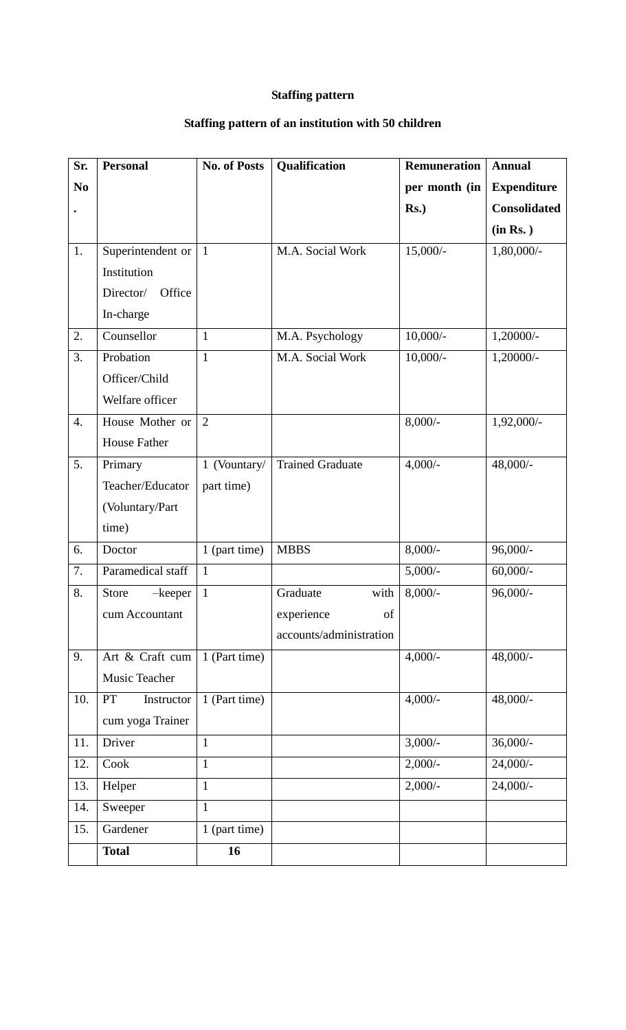**Staffing pattern**

**Staffing pattern of an institution with 50 children**

| **Sr. No.** | **Personal** | **No. of Posts** | **Qualification** | **Remuneration per month (in Rs.)** | **Annual Expenditure Consolidated (in Rs. )** |
|---|---|---|---|---|---|
| 1. | Superintendent or Institution Director/ Office In-charge | 1 | M.A. Social Work | 15,000/- | 1,80,000/- |
| 2. | Counsellor | 1 | M.A. Psychology | 10,000/- | 1,20000/- |
| 3. | Probation Officer/Child Welfare officer | 1 | M.A. Social Work | 10,000/- | 1,20000/- |
| 4. | House Mother or House Father | 2 | | 8,000/- | 1,92,000/- |
| 5. | Primary Teacher/Educator (Voluntary/Part time) | 1 (Vountary/ part time) | Trained Graduate | 4,000/- | 48,000/- |
| 6. | Doctor | 1 (part time) | MBBS | 8,000/- | 96,000/- |
| 7. | Paramedical staff | 1 | | 5,000/- | 60,000/- |
| 8. | Store –keeper cum Accountant | 1 | Graduate with experience of accounts/administration | 8,000/- | 96,000/- |
| 9. | Art & Craft cum Music Teacher | 1 (Part time) | | 4,000/- | 48,000/- |
| 10. | PT Instructor cum yoga Trainer | 1 (Part time) | | 4,000/- | 48,000/- |
| 11. | Driver | 1 | | 3,000/- | 36,000/- |
| 12. | Cook | 1 | | 2,000/- | 24,000/- |
| 13. | Helper | 1 | | 2,000/- | 24,000/- |
| 14. | Sweeper | 1 | | | |
| 15. | Gardener | 1 (part time) | | | |
| | **Total** | **16** | | | |